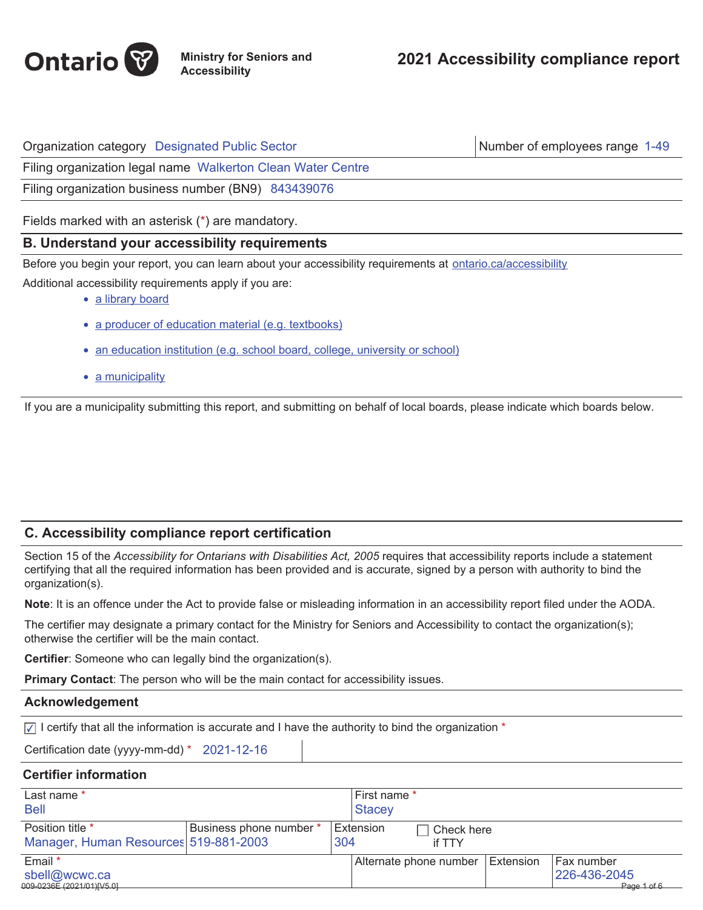Ontario

Ministry for Seniors and Accessibility

# 2021 Accessibility compliance report

| Organization category Designated Public Sector | Number of employees range 1-49 |
|---|---|
| Filing organization legal name Walkerton Clean Water Centre | |
| Filing organization business number (BN9) 843439076 | |

Fields marked with an asterisk (*) are mandatory.

## B. Understand your accessibility requirements

Before you begin your report, you can learn about your accessibility requirements at ontario.ca/accessibility

Additional accessibility requirements apply if you are:

- a library board
- a producer of education material (e.g. textbooks)
- an education institution (e.g. school board, college, university or school)
- a municipality

If you are a municipality submitting this report, and submitting on behalf of local boards, please indicate which boards below.

## C. Accessibility compliance report certification

Section 15 of the *Accessibility for Ontarians with Disabilities Act, 2005* requires that accessibility reports include a statement certifying that all the required information has been provided and is accurate, signed by a person with authority to bind the organization(s).

**Note**: It is an offence under the Act to provide false or misleading information in an accessibility report filed under the AODA.

The certifier may designate a primary contact for the Ministry for Seniors and Accessibility to contact the organization(s); otherwise the certifier will be the main contact.

**Certifier**: Someone who can legally bind the organization(s).

**Primary Contact**: The person who will be the main contact for accessibility issues.

### Acknowledgement

☑ I certify that all the information is accurate and I have the authority to bind the organization *

Certification date (yyyy-mm-dd) * 2021-12-16

### Certifier information

| Last name * | | First name * | | |
|---|---|---|---|---|
| Bell | | Stacey | | |
| **Position title *** | **Business phone number *** | **Extension** | ☐ Check here if TTY | |
| Manager, Human Resources | 519-881-2003 | 304 | | |
| **Email *** | | **Alternate phone number** | **Extension** | **Fax number** |
| sbell@wcwc.ca | | | | 226-436-2045 |

009-0236E (2021/01)[V5.0]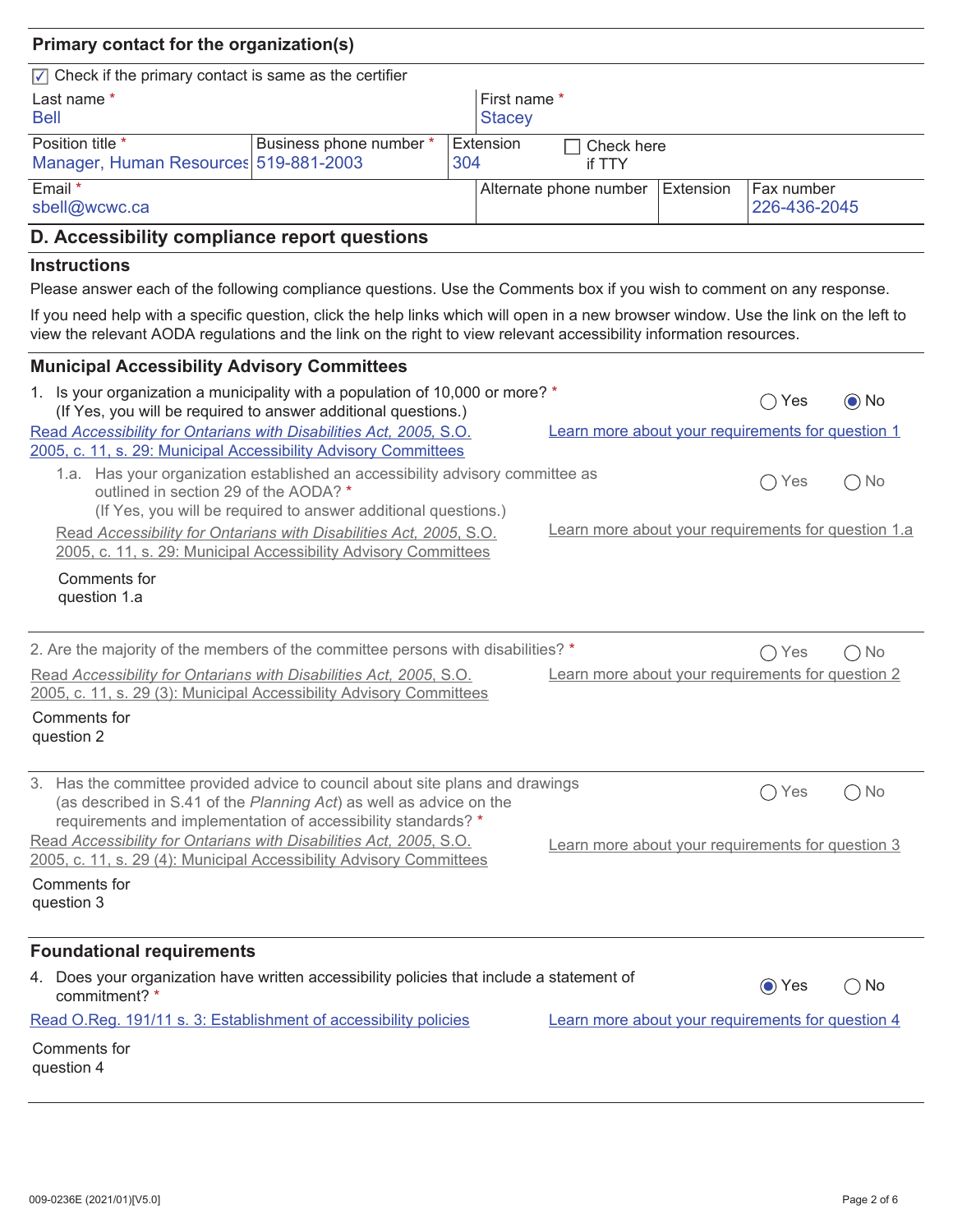## Primary contact for the organization(s)

☑ Check if the primary contact is same as the certifier

| Last name * | | First name * | |
|---|---|---|---|
| Bell | | Stacey | |

| Position title * | Business phone number * | Extension | ☐ Check here if TTY |
|---|---|---|---|
| Manager, Human Resources | 519-881-2003 | 304 | |

| Email * | Alternate phone number | Extension | Fax number |
|---|---|---|---|
| sbell@wcwc.ca | | | 226-436-2045 |

## D. Accessibility compliance report questions

### Instructions

Please answer each of the following compliance questions. Use the Comments box if you wish to comment on any response.

If you need help with a specific question, click the help links which will open in a new browser window. Use the link on the left to view the relevant AODA regulations and the link on the right to view relevant accessibility information resources.

### Municipal Accessibility Advisory Committees

1. Is your organization a municipality with a population of 10,000 or more? *
(If Yes, you will be required to answer additional questions.)
○ Yes ◉ No

Read *Accessibility for Ontarians with Disabilities Act, 2005*, S.O. 2005, c. 11, s. 29: Municipal Accessibility Advisory Committees

Learn more about your requirements for question 1

1.a. Has your organization established an accessibility advisory committee as outlined in section 29 of the AODA? *
(If Yes, you will be required to answer additional questions.)
○ Yes ○ No

Read *Accessibility for Ontarians with Disabilities Act, 2005*, S.O. 2005, c. 11, s. 29: Municipal Accessibility Advisory Committees

Learn more about your requirements for question 1.a

Comments for question 1.a

2. Are the majority of the members of the committee persons with disabilities? *
○ Yes ○ No

Read *Accessibility for Ontarians with Disabilities Act, 2005*, S.O. 2005, c. 11, s. 29 (3): Municipal Accessibility Advisory Committees

Learn more about your requirements for question 2

Comments for question 2

3. Has the committee provided advice to council about site plans and drawings (as described in S.41 of the *Planning Act*) as well as advice on the requirements and implementation of accessibility standards? *
○ Yes ○ No

Read *Accessibility for Ontarians with Disabilities Act, 2005*, S.O. 2005, c. 11, s. 29 (4): Municipal Accessibility Advisory Committees

Learn more about your requirements for question 3

Comments for question 3

### Foundational requirements

4. Does your organization have written accessibility policies that include a statement of commitment? *
◉ Yes ○ No

Read O.Reg. 191/11 s. 3: Establishment of accessibility policies

Learn more about your requirements for question 4

Comments for question 4

009-0236E (2021/01)[V5.0]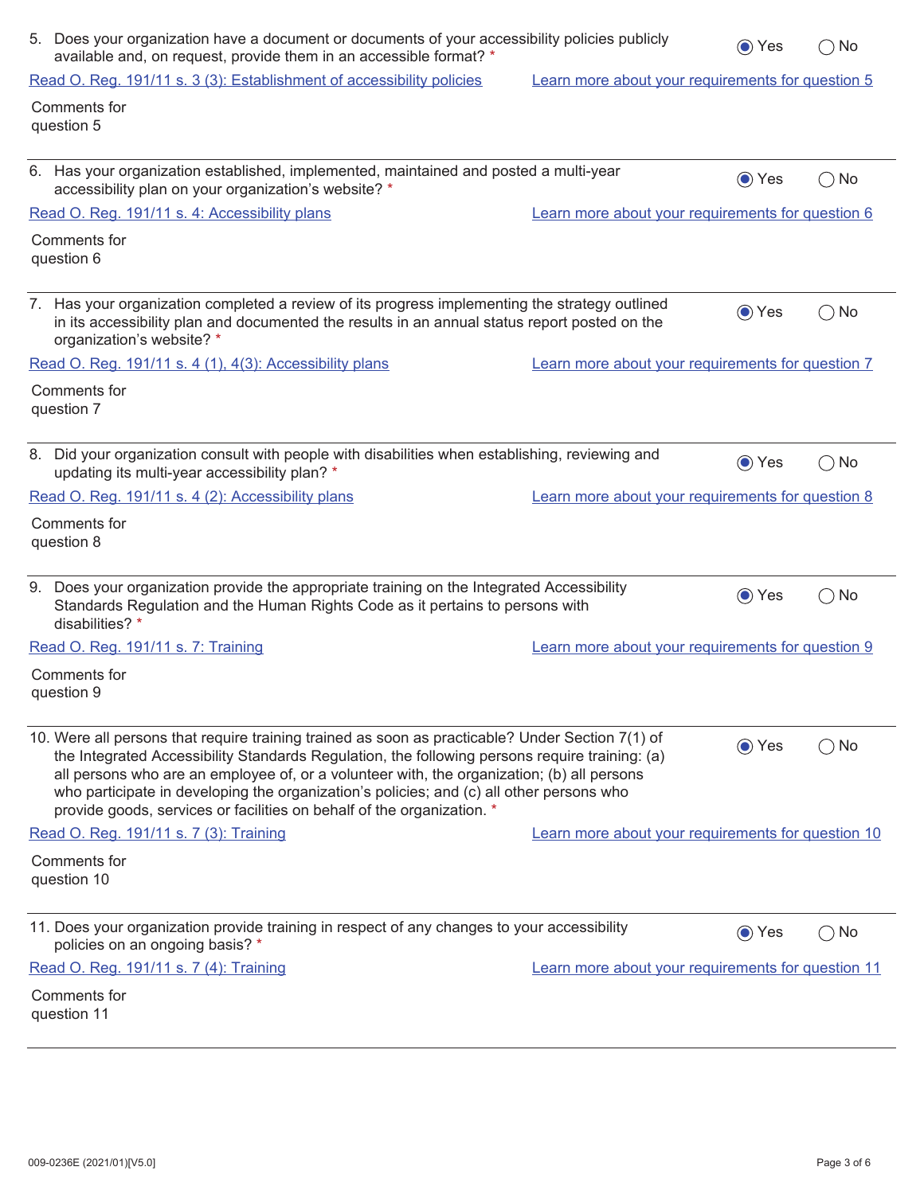5. Does your organization have a document or documents of your accessibility policies publicly available and, on request, provide them in an accessible format? *

   ◉ Yes ◯ No

   [Read O. Reg. 191/11 s. 3 (3): Establishment of accessibility policies] [Learn more about your requirements for question 5]

   Comments for question 5

---

6. Has your organization established, implemented, maintained and posted a multi-year accessibility plan on your organization's website? *

   ◉ Yes ◯ No

   [Read O. Reg. 191/11 s. 4: Accessibility plans] [Learn more about your requirements for question 6]

   Comments for question 6

---

7. Has your organization completed a review of its progress implementing the strategy outlined in its accessibility plan and documented the results in an annual status report posted on the organization's website? *

   ◉ Yes ◯ No

   [Read O. Reg. 191/11 s. 4 (1), 4(3): Accessibility plans] [Learn more about your requirements for question 7]

   Comments for question 7

---

8. Did your organization consult with people with disabilities when establishing, reviewing and updating its multi-year accessibility plan? *

   ◉ Yes ◯ No

   [Read O. Reg. 191/11 s. 4 (2): Accessibility plans] [Learn more about your requirements for question 8]

   Comments for question 8

---

9. Does your organization provide the appropriate training on the Integrated Accessibility Standards Regulation and the Human Rights Code as it pertains to persons with disabilities? *

   ◉ Yes ◯ No

   [Read O. Reg. 191/11 s. 7: Training] [Learn more about your requirements for question 9]

   Comments for question 9

---

10. Were all persons that require training trained as soon as practicable? Under Section 7(1) of the Integrated Accessibility Standards Regulation, the following persons require training: (a) all persons who are an employee of, or a volunteer with, the organization; (b) all persons who participate in developing the organization's policies; and (c) all other persons who provide goods, services or facilities on behalf of the organization. *

    ◉ Yes ◯ No

    [Read O. Reg. 191/11 s. 7 (3): Training] [Learn more about your requirements for question 10]

    Comments for question 10

---

11. Does your organization provide training in respect of any changes to your accessibility policies on an ongoing basis? *

    ◉ Yes ◯ No

    [Read O. Reg. 191/11 s. 7 (4): Training] [Learn more about your requirements for question 11]

    Comments for question 11

---

009-0236E (2021/01)[V5.0]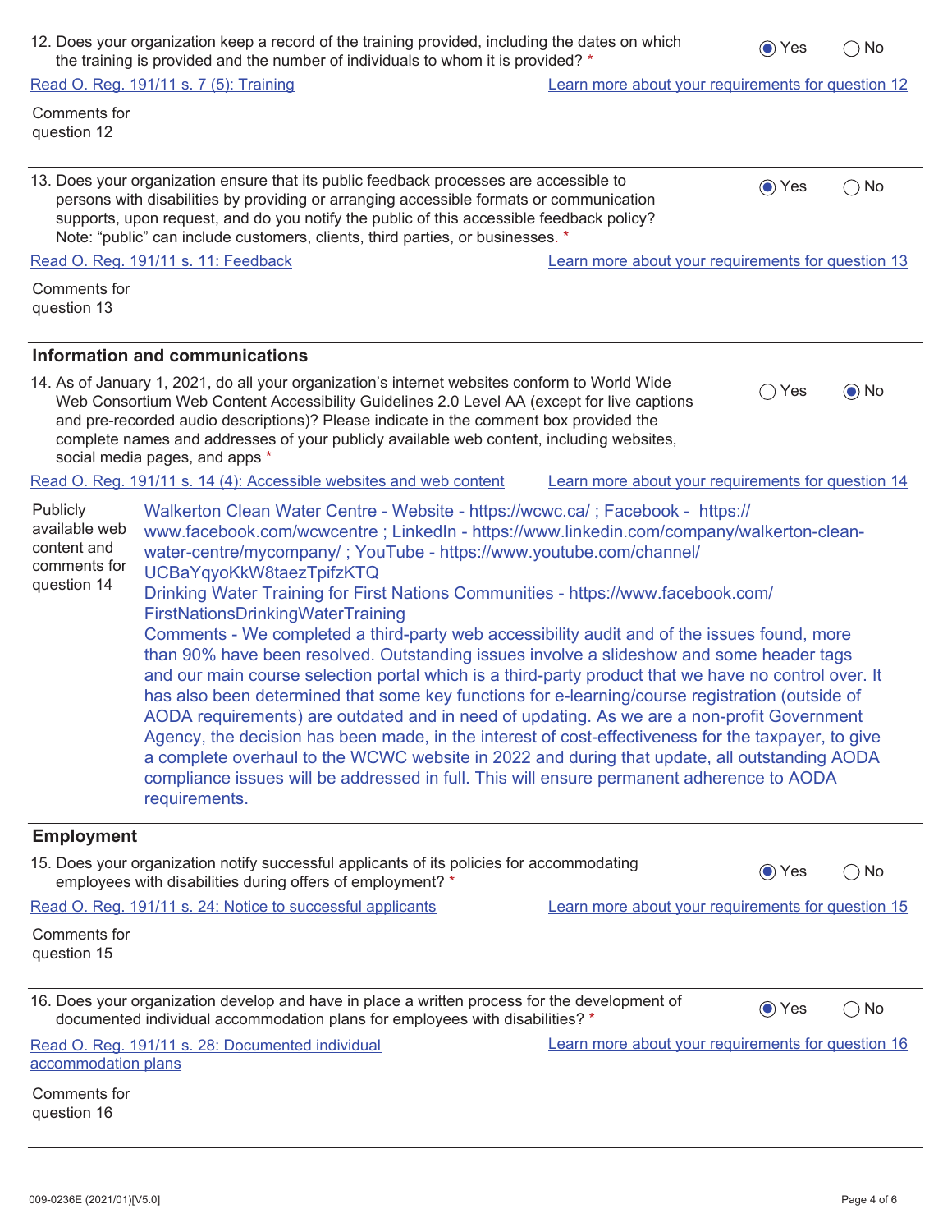12. Does your organization keep a record of the training provided, including the dates on which the training is provided and the number of individuals to whom it is provided? *

(•) Yes ( ) No

[Read O. Reg. 191/11 s. 7 (5): Training] [Learn more about your requirements for question 12]

Comments for question 12

---

13. Does your organization ensure that its public feedback processes are accessible to persons with disabilities by providing or arranging accessible formats or communication supports, upon request, and do you notify the public of this accessible feedback policy? Note: "public" can include customers, clients, third parties, or businesses. *

(•) Yes ( ) No

[Read O. Reg. 191/11 s. 11: Feedback] [Learn more about your requirements for question 13]

Comments for question 13

---

## Information and communications

14. As of January 1, 2021, do all your organization's internet websites conform to World Wide Web Consortium Web Content Accessibility Guidelines 2.0 Level AA (except for live captions and pre-recorded audio descriptions)? Please indicate in the comment box provided the complete names and addresses of your publicly available web content, including websites, social media pages, and apps *

( ) Yes (•) No

[Read O. Reg. 191/11 s. 14 (4): Accessible websites and web content] [Learn more about your requirements for question 14]

Publicly available web content and comments for question 14

Walkerton Clean Water Centre - Website - https://wcwc.ca/ ; Facebook - https://www.facebook.com/wcwcentre ; LinkedIn - https://www.linkedin.com/company/walkerton-clean-water-centre/mycompany/ ; YouTube - https://www.youtube.com/channel/UCBaYqyoKkW8taezTpifzKTQ

Drinking Water Training for First Nations Communities - https://www.facebook.com/FirstNationsDrinkingWaterTraining

Comments - We completed a third-party web accessibility audit and of the issues found, more than 90% have been resolved. Outstanding issues involve a slideshow and some header tags and our main course selection portal which is a third-party product that we have no control over. It has also been determined that some key functions for e-learning/course registration (outside of AODA requirements) are outdated and in need of updating. As we are a non-profit Government Agency, the decision has been made, in the interest of cost-effectiveness for the taxpayer, to give a complete overhaul to the WCWC website in 2022 and during that update, all outstanding AODA compliance issues will be addressed in full. This will ensure permanent adherence to AODA requirements.

---

## Employment

15. Does your organization notify successful applicants of its policies for accommodating employees with disabilities during offers of employment? *

(•) Yes ( ) No

[Read O. Reg. 191/11 s. 24: Notice to successful applicants] [Learn more about your requirements for question 15]

Comments for question 15

---

16. Does your organization develop and have in place a written process for the development of documented individual accommodation plans for employees with disabilities? *

(•) Yes ( ) No

[Read O. Reg. 191/11 s. 28: Documented individual accommodation plans] [Learn more about your requirements for question 16]

Comments for question 16

---

009-0236E (2021/01)[V5.0]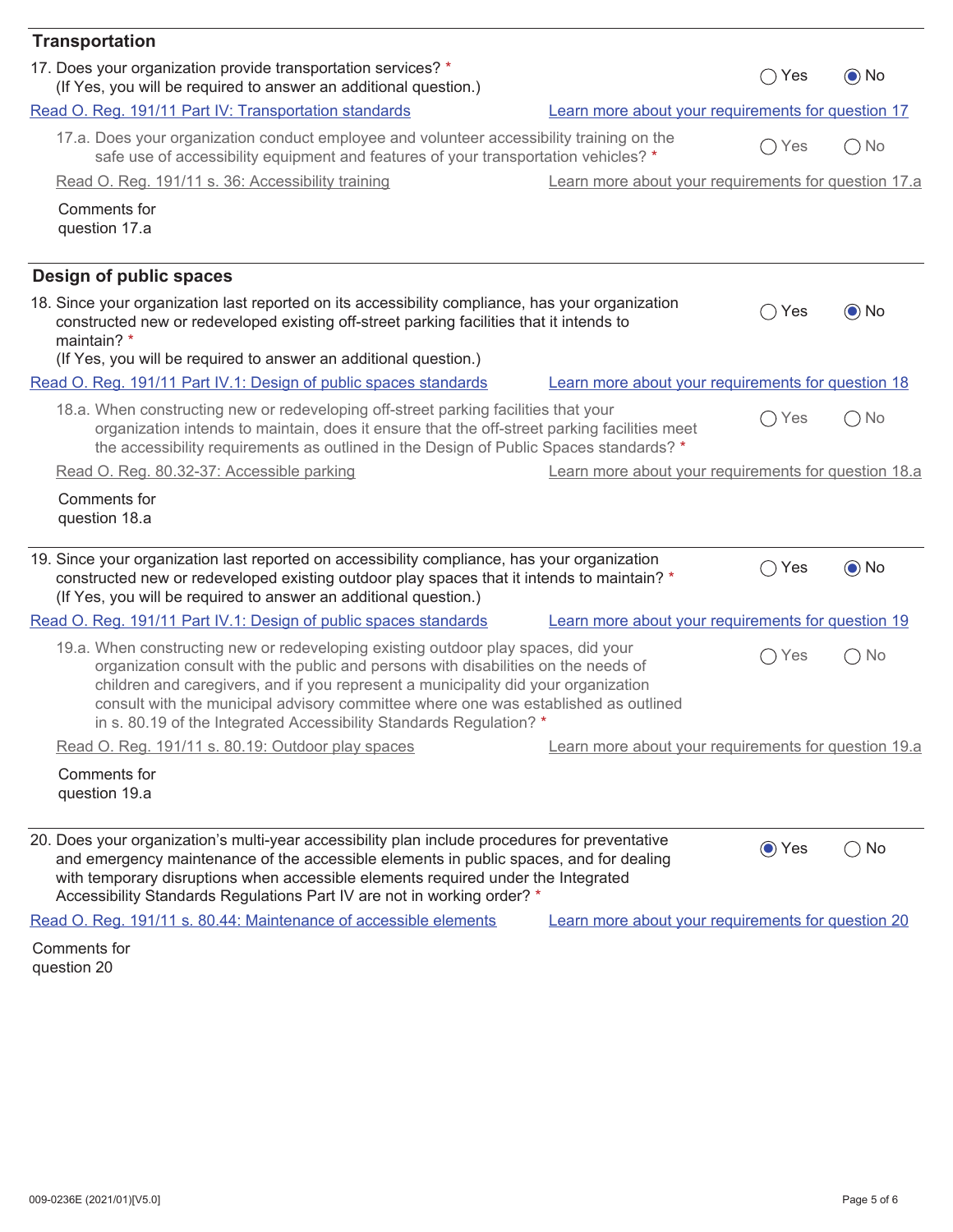## Transportation

17. Does your organization provide transportation services? *
(If Yes, you will be required to answer an additional question.)

○ Yes ◉ No

Read O. Reg. 191/11 Part IV: Transportation standards | Learn more about your requirements for question 17

17.a. Does your organization conduct employee and volunteer accessibility training on the safe use of accessibility equipment and features of your transportation vehicles? *

○ Yes ○ No

Read O. Reg. 191/11 s. 36: Accessibility training | Learn more about your requirements for question 17.a

Comments for question 17.a

## Design of public spaces

18. Since your organization last reported on its accessibility compliance, has your organization constructed new or redeveloped existing off-street parking facilities that it intends to maintain? *
(If Yes, you will be required to answer an additional question.)

○ Yes ◉ No

Read O. Reg. 191/11 Part IV.1: Design of public spaces standards | Learn more about your requirements for question 18

18.a. When constructing new or redeveloping off-street parking facilities that your organization intends to maintain, does it ensure that the off-street parking facilities meet the accessibility requirements as outlined in the Design of Public Spaces standards? *

○ Yes ○ No

Read O. Reg. 80.32-37: Accessible parking | Learn more about your requirements for question 18.a

Comments for question 18.a

19. Since your organization last reported on accessibility compliance, has your organization constructed new or redeveloped existing outdoor play spaces that it intends to maintain? *
(If Yes, you will be required to answer an additional question.)

○ Yes ◉ No

Read O. Reg. 191/11 Part IV.1: Design of public spaces standards | Learn more about your requirements for question 19

19.a. When constructing new or redeveloping existing outdoor play spaces, did your organization consult with the public and persons with disabilities on the needs of children and caregivers, and if you represent a municipality did your organization consult with the municipal advisory committee where one was established as outlined in s. 80.19 of the Integrated Accessibility Standards Regulation? *

○ Yes ○ No

Read O. Reg. 191/11 s. 80.19: Outdoor play spaces | Learn more about your requirements for question 19.a

Comments for question 19.a

20. Does your organization's multi-year accessibility plan include procedures for preventative and emergency maintenance of the accessible elements in public spaces, and for dealing with temporary disruptions when accessible elements required under the Integrated Accessibility Standards Regulations Part IV are not in working order? *

◉ Yes ○ No

Read O. Reg. 191/11 s. 80.44: Maintenance of accessible elements | Learn more about your requirements for question 20

Comments for question 20

009-0236E (2021/01)[V5.0]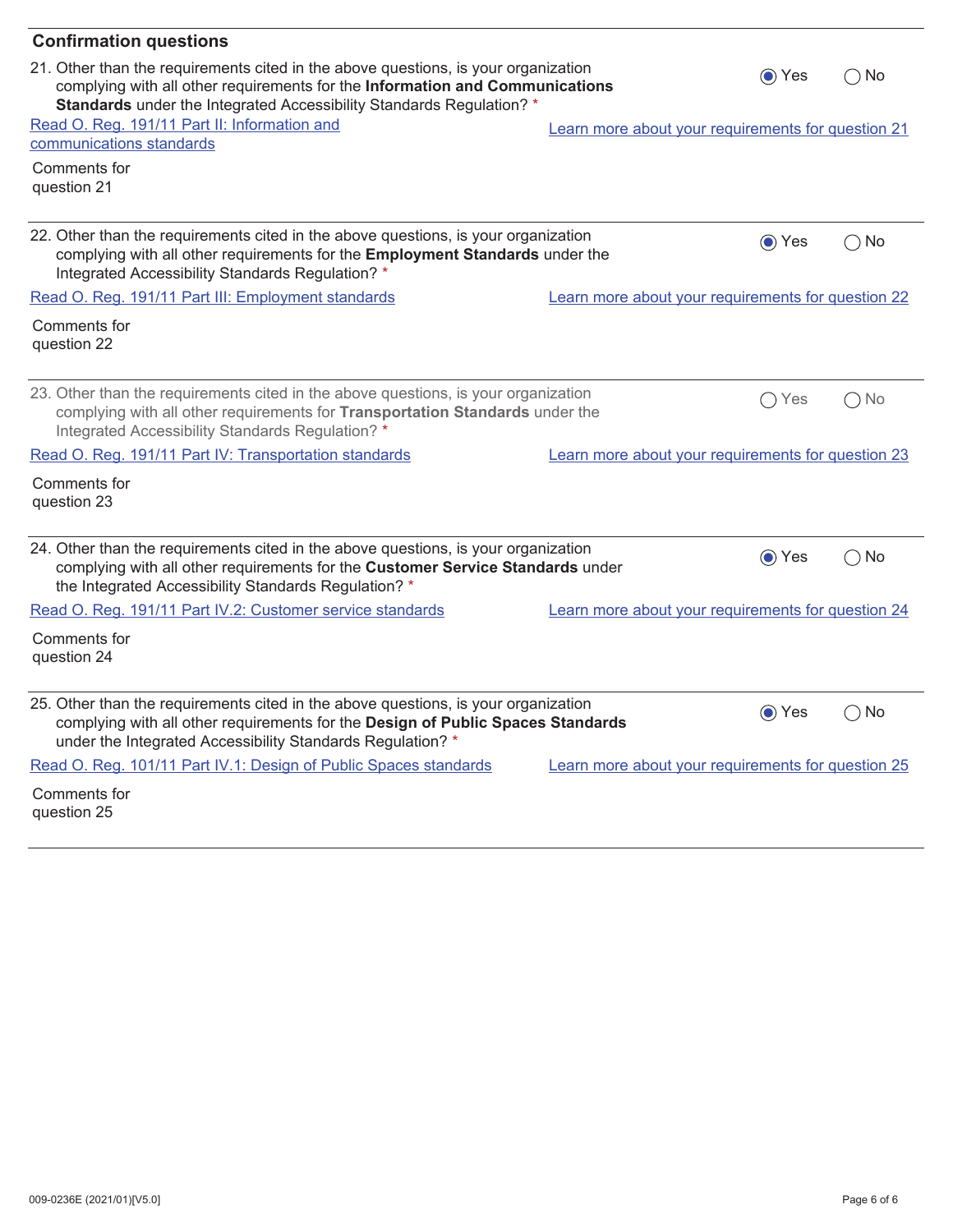## Confirmation questions

21. Other than the requirements cited in the above questions, is your organization complying with all other requirements for the **Information and Communications Standards** under the Integrated Accessibility Standards Regulation? *

(●) Yes ( ) No

Read O. Reg. 191/11 Part II: Information and communications standards

Learn more about your requirements for question 21

Comments for question 21

22. Other than the requirements cited in the above questions, is your organization complying with all other requirements for the **Employment Standards** under the Integrated Accessibility Standards Regulation? *

(●) Yes ( ) No

Read O. Reg. 191/11 Part III: Employment standards

Learn more about your requirements for question 22

Comments for question 22

23. Other than the requirements cited in the above questions, is your organization complying with all other requirements for **Transportation Standards** under the Integrated Accessibility Standards Regulation? *

( ) Yes ( ) No

Read O. Reg. 191/11 Part IV: Transportation standards

Learn more about your requirements for question 23

Comments for question 23

24. Other than the requirements cited in the above questions, is your organization complying with all other requirements for the **Customer Service Standards** under the Integrated Accessibility Standards Regulation? *

(●) Yes ( ) No

Read O. Reg. 191/11 Part IV.2: Customer service standards

Learn more about your requirements for question 24

Comments for question 24

25. Other than the requirements cited in the above questions, is your organization complying with all other requirements for the **Design of Public Spaces Standards** under the Integrated Accessibility Standards Regulation? *

(●) Yes ( ) No

Read O. Reg. 101/11 Part IV.1: Design of Public Spaces standards

Learn more about your requirements for question 25

Comments for question 25

009-0236E (2021/01)[V5.0]